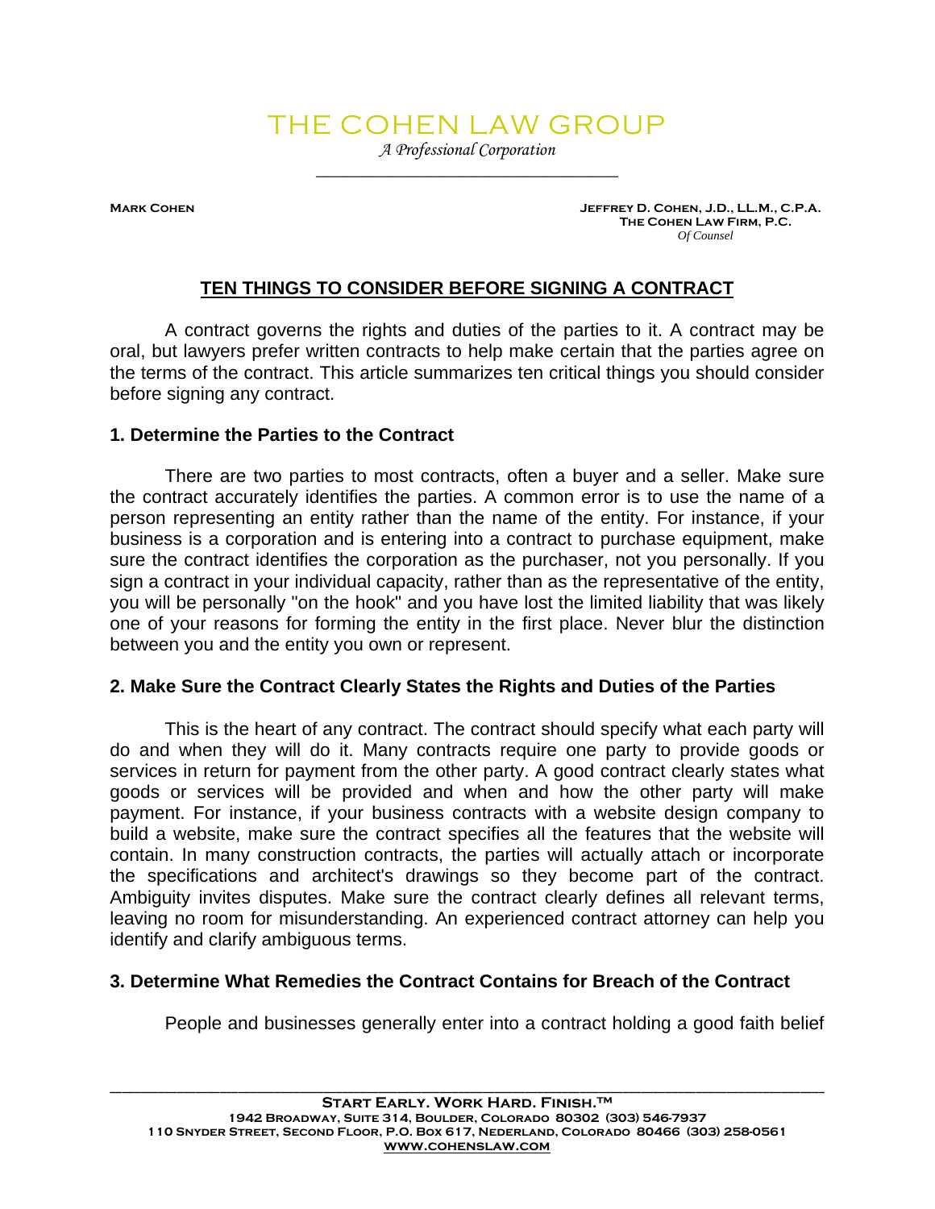# THE COHEN LAW GROUP

*A Professional Corporation*

**MARK COHEN**

**JEFFREY D. COHEN, J.D., LL.M., C.P.A.**
**THE COHEN LAW FIRM, P.C.**
*Of Counsel*

## TEN THINGS TO CONSIDER BEFORE SIGNING A CONTRACT

A contract governs the rights and duties of the parties to it. A contract may be oral, but lawyers prefer written contracts to help make certain that the parties agree on the terms of the contract. This article summarizes ten critical things you should consider before signing any contract.

### 1. Determine the Parties to the Contract

There are two parties to most contracts, often a buyer and a seller. Make sure the contract accurately identifies the parties. A common error is to use the name of a person representing an entity rather than the name of the entity. For instance, if your business is a corporation and is entering into a contract to purchase equipment, make sure the contract identifies the corporation as the purchaser, not you personally. If you sign a contract in your individual capacity, rather than as the representative of the entity, you will be personally "on the hook" and you have lost the limited liability that was likely one of your reasons for forming the entity in the first place. Never blur the distinction between you and the entity you own or represent.

### 2. Make Sure the Contract Clearly States the Rights and Duties of the Parties

This is the heart of any contract. The contract should specify what each party will do and when they will do it. Many contracts require one party to provide goods or services in return for payment from the other party. A good contract clearly states what goods or services will be provided and when and how the other party will make payment. For instance, if your business contracts with a website design company to build a website, make sure the contract specifies all the features that the website will contain. In many construction contracts, the parties will actually attach or incorporate the specifications and architect's drawings so they become part of the contract. Ambiguity invites disputes. Make sure the contract clearly defines all relevant terms, leaving no room for misunderstanding. An experienced contract attorney can help you identify and clarify ambiguous terms.

### 3. Determine What Remedies the Contract Contains for Breach of the Contract

People and businesses generally enter into a contract holding a good faith belief

START EARLY. WORK HARD. FINISH.™
1942 BROADWAY, SUITE 314, BOULDER, COLORADO 80302 (303) 546-7937
110 SNYDER STREET, SECOND FLOOR, P.O. BOX 617, NEDERLAND, COLORADO 80466 (303) 258-0561
WWW.COHENSLAW.COM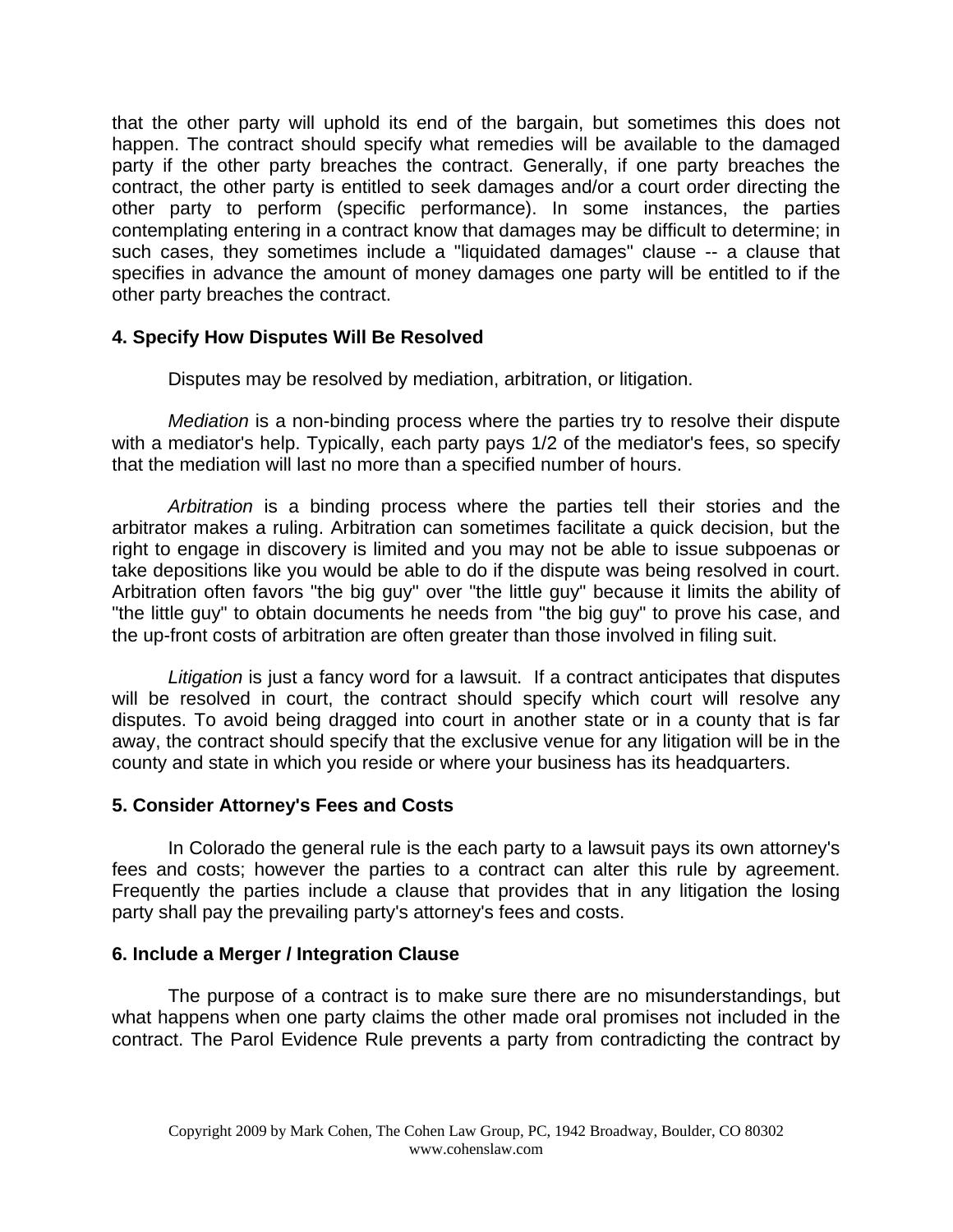that the other party will uphold its end of the bargain, but sometimes this does not happen. The contract should specify what remedies will be available to the damaged party if the other party breaches the contract. Generally, if one party breaches the contract, the other party is entitled to seek damages and/or a court order directing the other party to perform (specific performance). In some instances, the parties contemplating entering in a contract know that damages may be difficult to determine; in such cases, they sometimes include a "liquidated damages" clause -- a clause that specifies in advance the amount of money damages one party will be entitled to if the other party breaches the contract.

**4. Specify How Disputes Will Be Resolved**

Disputes may be resolved by mediation, arbitration, or litigation.

*Mediation* is a non-binding process where the parties try to resolve their dispute with a mediator's help. Typically, each party pays 1/2 of the mediator's fees, so specify that the mediation will last no more than a specified number of hours.

*Arbitration* is a binding process where the parties tell their stories and the arbitrator makes a ruling. Arbitration can sometimes facilitate a quick decision, but the right to engage in discovery is limited and you may not be able to issue subpoenas or take depositions like you would be able to do if the dispute was being resolved in court. Arbitration often favors "the big guy" over "the little guy" because it limits the ability of "the little guy" to obtain documents he needs from "the big guy" to prove his case, and the up-front costs of arbitration are often greater than those involved in filing suit.

*Litigation* is just a fancy word for a lawsuit. If a contract anticipates that disputes will be resolved in court, the contract should specify which court will resolve any disputes. To avoid being dragged into court in another state or in a county that is far away, the contract should specify that the exclusive venue for any litigation will be in the county and state in which you reside or where your business has its headquarters.

**5. Consider Attorney's Fees and Costs**

In Colorado the general rule is the each party to a lawsuit pays its own attorney's fees and costs; however the parties to a contract can alter this rule by agreement. Frequently the parties include a clause that provides that in any litigation the losing party shall pay the prevailing party's attorney's fees and costs.

**6. Include a Merger / Integration Clause**

The purpose of a contract is to make sure there are no misunderstandings, but what happens when one party claims the other made oral promises not included in the contract. The Parol Evidence Rule prevents a party from contradicting the contract by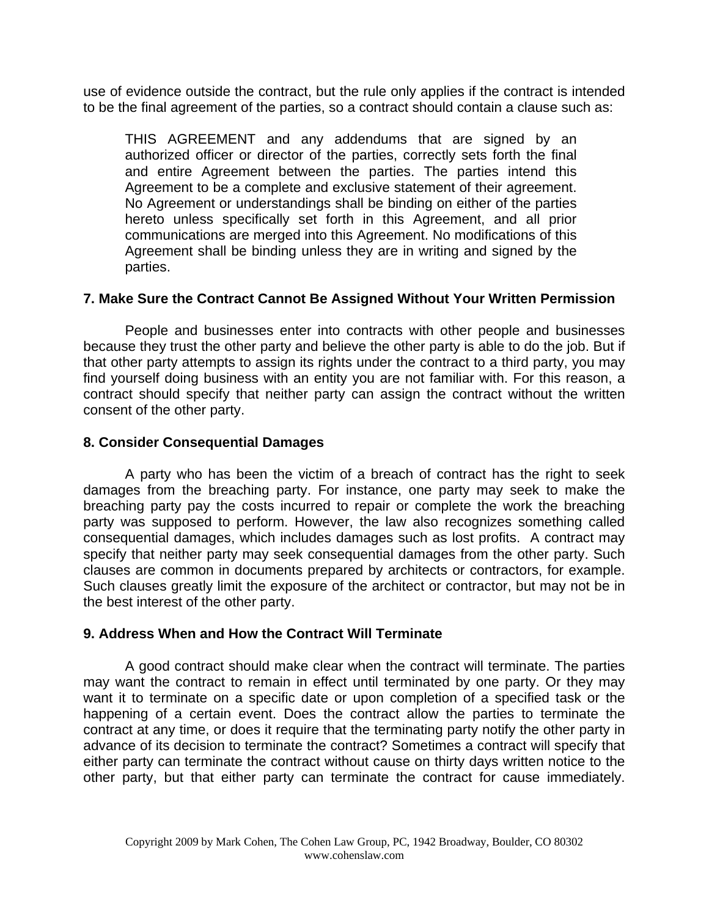use of evidence outside the contract, but the rule only applies if the contract is intended to be the final agreement of the parties, so a contract should contain a clause such as:

> THIS AGREEMENT and any addendums that are signed by an authorized officer or director of the parties, correctly sets forth the final and entire Agreement between the parties. The parties intend this Agreement to be a complete and exclusive statement of their agreement. No Agreement or understandings shall be binding on either of the parties hereto unless specifically set forth in this Agreement, and all prior communications are merged into this Agreement. No modifications of this Agreement shall be binding unless they are in writing and signed by the parties.

### 7. Make Sure the Contract Cannot Be Assigned Without Your Written Permission

People and businesses enter into contracts with other people and businesses because they trust the other party and believe the other party is able to do the job. But if that other party attempts to assign its rights under the contract to a third party, you may find yourself doing business with an entity you are not familiar with. For this reason, a contract should specify that neither party can assign the contract without the written consent of the other party.

### 8. Consider Consequential Damages

A party who has been the victim of a breach of contract has the right to seek damages from the breaching party. For instance, one party may seek to make the breaching party pay the costs incurred to repair or complete the work the breaching party was supposed to perform. However, the law also recognizes something called consequential damages, which includes damages such as lost profits. A contract may specify that neither party may seek consequential damages from the other party. Such clauses are common in documents prepared by architects or contractors, for example. Such clauses greatly limit the exposure of the architect or contractor, but may not be in the best interest of the other party.

### 9. Address When and How the Contract Will Terminate

A good contract should make clear when the contract will terminate. The parties may want the contract to remain in effect until terminated by one party. Or they may want it to terminate on a specific date or upon completion of a specified task or the happening of a certain event. Does the contract allow the parties to terminate the contract at any time, or does it require that the terminating party notify the other party in advance of its decision to terminate the contract? Sometimes a contract will specify that either party can terminate the contract without cause on thirty days written notice to the other party, but that either party can terminate the contract for cause immediately.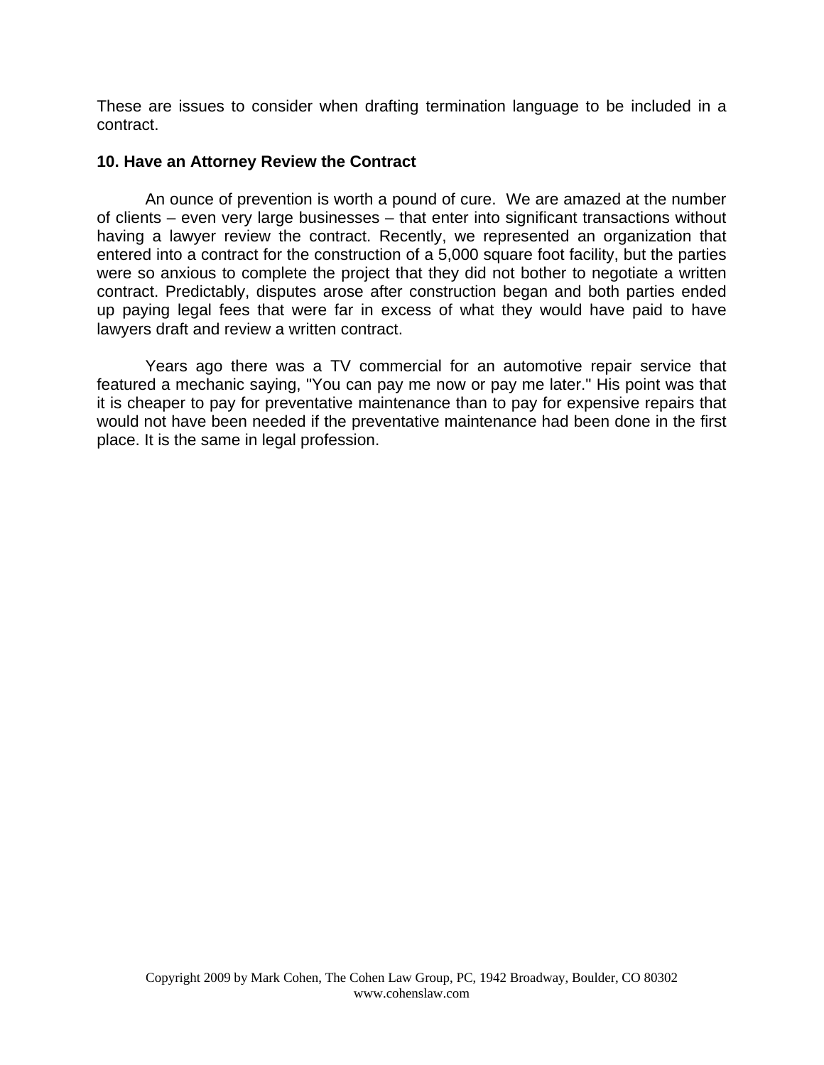These are issues to consider when drafting termination language to be included in a contract.

**10. Have an Attorney Review the Contract**

An ounce of prevention is worth a pound of cure. We are amazed at the number of clients – even very large businesses – that enter into significant transactions without having a lawyer review the contract. Recently, we represented an organization that entered into a contract for the construction of a 5,000 square foot facility, but the parties were so anxious to complete the project that they did not bother to negotiate a written contract. Predictably, disputes arose after construction began and both parties ended up paying legal fees that were far in excess of what they would have paid to have lawyers draft and review a written contract.

Years ago there was a TV commercial for an automotive repair service that featured a mechanic saying, "You can pay me now or pay me later." His point was that it is cheaper to pay for preventative maintenance than to pay for expensive repairs that would not have been needed if the preventative maintenance had been done in the first place. It is the same in legal profession.